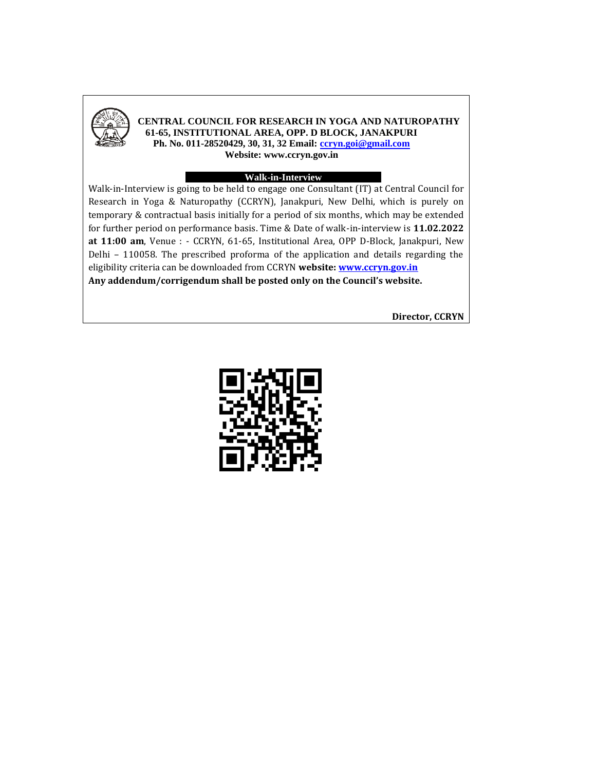**CENTRAL COUNCIL FOR RESEARCH IN YOGA AND NATUROPATHY**
**61-65, INSTITUTIONAL AREA, OPP. D BLOCK, JANAKPURI**
**Ph. No. 011-28520429, 30, 31, 32 Email: ccryn.goi@gmail.com**
**Website: www.ccryn.gov.in**

## Walk-in-Interview

Walk-in-Interview is going to be held to engage one Consultant (IT) at Central Council for Research in Yoga & Naturopathy (CCRYN), Janakpuri, New Delhi, which is purely on temporary & contractual basis initially for a period of six months, which may be extended for further period on performance basis. Time & Date of walk-in-interview is **11.02.2022 at 11:00 am**, Venue : - CCRYN, 61-65, Institutional Area, OPP D-Block, Janakpuri, New Delhi – 110058. The prescribed proforma of the application and details regarding the eligibility criteria can be downloaded from CCRYN **website: www.ccryn.gov.in**

**Any addendum/corrigendum shall be posted only on the Council's website.**

**Director, CCRYN**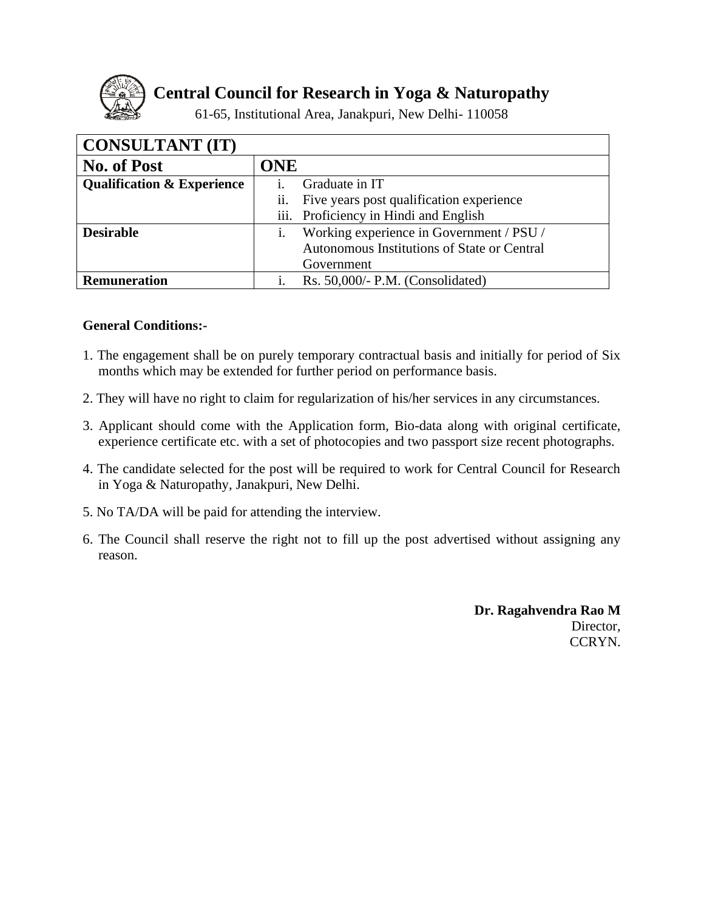# Central Council for Research in Yoga & Naturopathy

61-65, Institutional Area, Janakpuri, New Delhi- 110058

| CONSULTANT (IT) | |
|---|---|
| **No. of Post** | **ONE** |
| **Qualification & Experience** | i. Graduate in IT<br>ii. Five years post qualification experience<br>iii. Proficiency in Hindi and English |
| **Desirable** | i. Working experience in Government / PSU / Autonomous Institutions of State or Central Government |
| **Remuneration** | i. Rs. 50,000/- P.M. (Consolidated) |

**General Conditions:-**

1. The engagement shall be on purely temporary contractual basis and initially for period of Six months which may be extended for further period on performance basis.
2. They will have no right to claim for regularization of his/her services in any circumstances.
3. Applicant should come with the Application form, Bio-data along with original certificate, experience certificate etc. with a set of photocopies and two passport size recent photographs.
4. The candidate selected for the post will be required to work for Central Council for Research in Yoga & Naturopathy, Janakpuri, New Delhi.
5. No TA/DA will be paid for attending the interview.
6. The Council shall reserve the right not to fill up the post advertised without assigning any reason.

**Dr. Ragahvendra Rao M**
Director,
CCRYN.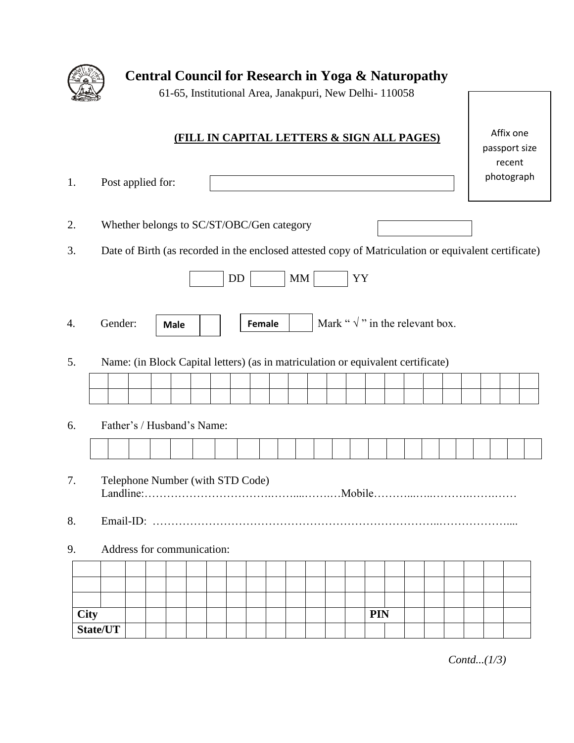# Central Council for Research in Yoga & Naturopathy

61-65, Institutional Area, Janakpuri, New Delhi- 110058

Affix one passport size recent photograph

**(FILL IN CAPITAL LETTERS & SIGN ALL PAGES)**

1. Post applied for: ____________________

2. Whether belongs to SC/ST/OBC/Gen category ____________

3. Date of Birth (as recorded in the enclosed attested copy of Matriculation or equivalent certificate)

   ______ DD ______ MM ______ YY

4. Gender:

| **Male** | | **Female** | |
|---|---|---|---|

   Mark " √ " in the relevant box.

5. Name: (in Block Capital letters) (as in matriculation or equivalent certificate)

| | | | | | | | | | | | | | | | | | | | | | | |
|---|---|---|---|---|---|---|---|---|---|---|---|---|---|---|---|---|---|---|---|---|---|---|
| | | | | | | | | | | | | | | | | | | | | | | |

6. Father's / Husband's Name:

| | | | | | | | | | | | | | | | | | | | | | | | |
|---|---|---|---|---|---|---|---|---|---|---|---|---|---|---|---|---|---|---|---|---|---|---|---|

7. Telephone Number (with STD Code)
   Landline:…………………………….……...…….…Mobile………...…..……….…….……

8. Email-ID: ……………………………………………………………………..………………....

9. Address for communication:

| | | | | | | | | | | | | | | | | | | | | | | |
|---|---|---|---|---|---|---|---|---|---|---|---|---|---|---|---|---|---|---|---|---|---|---|
| | | | | | | | | | | | | | | | | | | | | | | |
| | | | | | | | | | | | | | | | | | | | | | | |
| **City** | | | | | | | | | | | | | | **PIN** | | | | | | | | |
| **State/UT** | | | | | | | | | | | | | | | | | | | | | | |

*Contd...(1/3)*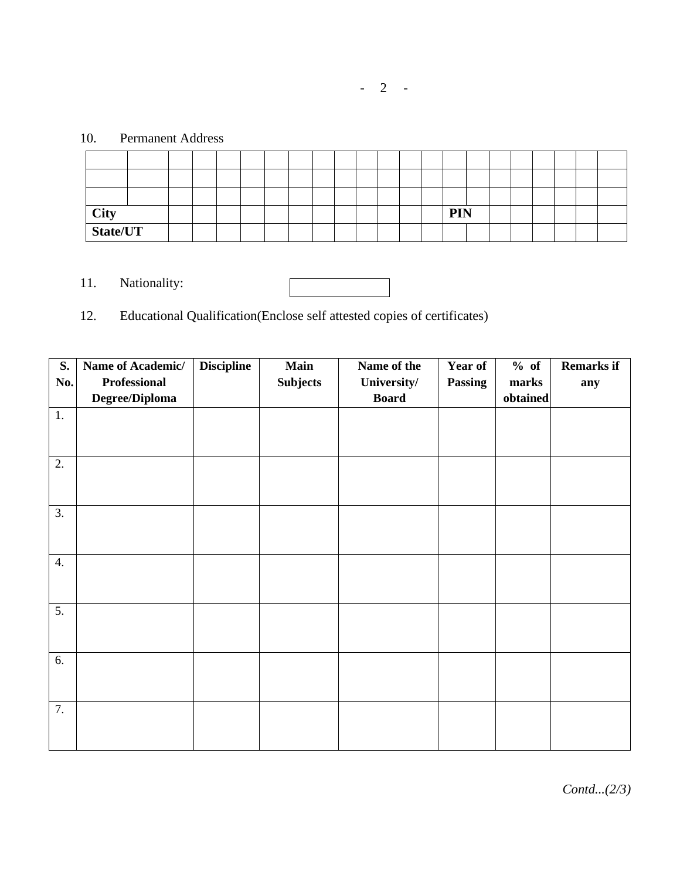10. Permanent Address

| | | | | | | | | | | | | | | | | | | | | | |
|---|---|---|---|---|---|---|---|---|---|---|---|---|---|---|---|---|---|---|---|---|---|
| | | | | | | | | | | | | | | | | | | | | | |
| | | | | | | | | | | | | | | | | | | | | | |
| | | | | | | | | | | | | | | | | | | | | | |
| **City** | | | | | | | | | | | | | | **PIN** | | | | | | | |
| **State/UT** | | | | | | | | | | | | | | | | | | | | | |

11. Nationality:

12. Educational Qualification(Enclose self attested copies of certificates)

| S. No. | Name of Academic/ Professional Degree/Diploma | Discipline | Main Subjects | Name of the University/ Board | Year of Passing | % of marks obtained | Remarks if any |
|---|---|---|---|---|---|---|---|
| 1. | | | | | | | |
| 2. | | | | | | | |
| 3. | | | | | | | |
| 4. | | | | | | | |
| 5. | | | | | | | |
| 6. | | | | | | | |
| 7. | | | | | | | |

*Contd...(2/3)*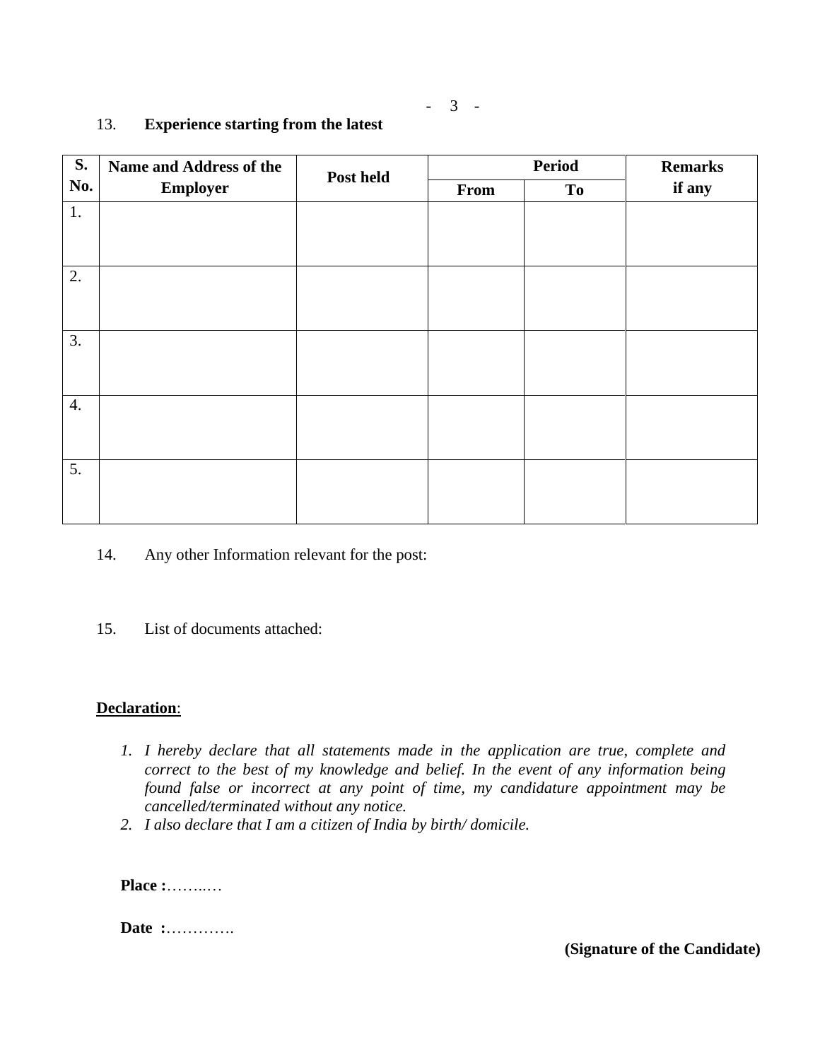13. **Experience starting from the latest**

| S. No. | Name and Address of the Employer | Post held | Period | | Remarks if any |
|---|---|---|---|---|---|
| | | | From | To | |
| 1. | | | | | |
| 2. | | | | | |
| 3. | | | | | |
| 4. | | | | | |
| 5. | | | | | |

14. Any other Information relevant for the post:

15. List of documents attached:

**<u>Declaration</u>**:

1. *I hereby declare that all statements made in the application are true, complete and correct to the best of my knowledge and belief. In the event of any information being found false or incorrect at any point of time, my candidature appointment may be cancelled/terminated without any notice.*
2. *I also declare that I am a citizen of India by birth/ domicile.*

**Place :**……..…

**Date :**………….

**(Signature of the Candidate)**